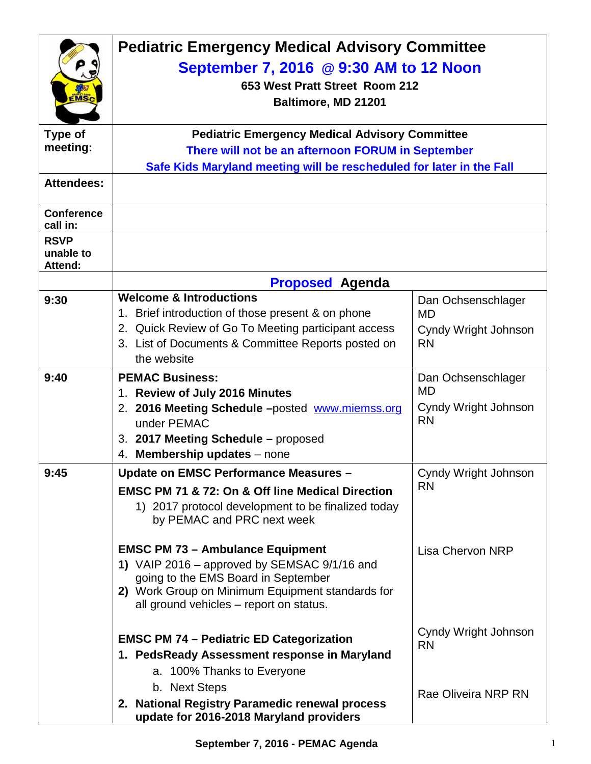# Pediatric Emergency Medical Advisory Committee

## September 7, 2016 @ 9:30 AM to 12 Noon

**653 West Pratt Street Room 212**

**Baltimore, MD 21201**

| | | |
|---|---|---|
| **Type of meeting:** | **Pediatric Emergency Medical Advisory Committee**<br>**There will not be an afternoon FORUM in September**<br>**Safe Kids Maryland meeting will be rescheduled for later in the Fall** | |
| **Attendees:** | | |
| **Conference call in:** | | |
| **RSVP unable to Attend:** | | |
| | **Proposed Agenda** | |
| 9:30 | **Welcome & Introductions**<br>1. Brief introduction of those present & on phone<br>2. Quick Review of Go To Meeting participant access<br>3. List of Documents & Committee Reports posted on the website | Dan Ochsenschlager MD<br>Cyndy Wright Johnson RN |
| 9:40 | **PEMAC Business:**<br>1. **Review of July 2016 Minutes**<br>2. **2016 Meeting Schedule –**posted www.miemss.org under PEMAC<br>3. **2017 Meeting Schedule –** proposed<br>4. **Membership updates** – none | Dan Ochsenschlager MD<br>Cyndy Wright Johnson RN |
| 9:45 | **Update on EMSC Performance Measures –**<br>**EMSC PM 71 & 72: On & Off line Medical Direction**<br>1) 2017 protocol development to be finalized today by PEMAC and PRC next week | Cyndy Wright Johnson RN |
| | **EMSC PM 73 – Ambulance Equipment**<br>**1)** VAIP 2016 – approved by SEMSAC 9/1/16 and going to the EMS Board in September<br>**2)** Work Group on Minimum Equipment standards for all ground vehicles – report on status. | Lisa Chervon NRP |
| | **EMSC PM 74 – Pediatric ED Categorization**<br>**1. PedsReady Assessment response in Maryland**<br>a. 100% Thanks to Everyone<br>b. Next Steps | Cyndy Wright Johnson RN |
| | **2. National Registry Paramedic renewal process update for 2016-2018 Maryland providers** | Rae Oliveira NRP RN |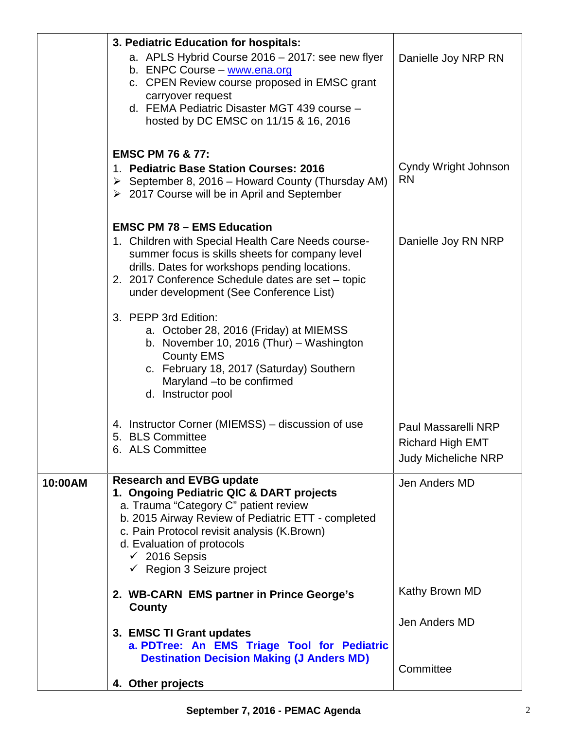| | | |
|---|---|---|
| | **3. Pediatric Education for hospitals:**<br>a. APLS Hybrid Course 2016 – 2017: see new flyer<br>b. ENPC Course – www.ena.org<br>c. CPEN Review course proposed in EMSC grant carryover request<br>d. FEMA Pediatric Disaster MGT 439 course – hosted by DC EMSC on 11/15 & 16, 2016 | Danielle Joy NRP RN |
| | **EMSC PM 76 & 77:**<br>1. **Pediatric Base Station Courses: 2016**<br>➢ September 8, 2016 – Howard County (Thursday AM)<br>➢ 2017 Course will be in April and September | Cyndy Wright Johnson RN |
| | **EMSC PM 78 – EMS Education**<br>1. Children with Special Health Care Needs course- summer focus is skills sheets for company level drills. Dates for workshops pending locations.<br>2. 2017 Conference Schedule dates are set – topic under development (See Conference List)<br><br>3. PEPP 3rd Edition:<br>a. October 28, 2016 (Friday) at MIEMSS<br>b. November 10, 2016 (Thur) – Washington County EMS<br>c. February 18, 2017 (Saturday) Southern Maryland –to be confirmed<br>d. Instructor pool | Danielle Joy RN NRP |
| | 4. Instructor Corner (MIEMSS) – discussion of use<br>5. BLS Committee<br>6. ALS Committee | Paul Massarelli NRP<br>Richard High EMT<br>Judy Micheliche NRP |
| **10:00AM** | **Research and EVBG update**<br>**1. Ongoing Pediatric QIC & DART projects**<br>a. Trauma "Category C" patient review<br>b. 2015 Airway Review of Pediatric ETT - completed<br>c. Pain Protocol revisit analysis (K.Brown)<br>d. Evaluation of protocols<br>✓ 2016 Sepsis<br>✓ Region 3 Seizure project | Jen Anders MD |
| | **2. WB-CARN EMS partner in Prince George's County** | Kathy Brown MD |
| | **3. EMSC TI Grant updates**<br>**a. PDTree: An EMS Triage Tool for Pediatric Destination Decision Making (J Anders MD)** | Jen Anders MD |
| | **4. Other projects** | Committee |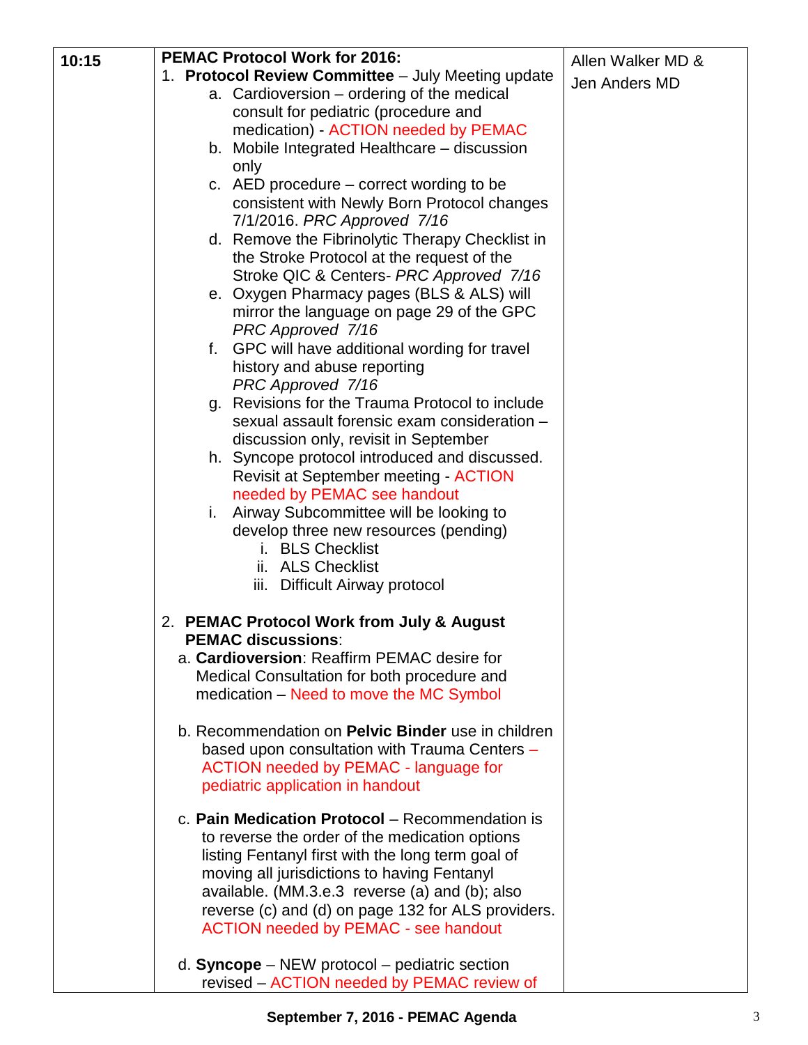| | | |
|---|---|---|
| 10:15 | **PEMAC Protocol Work for 2016:**<br>1. **Protocol Review Committee** – July Meeting update<br>a. Cardioversion – ordering of the medical consult for pediatric (procedure and medication) - ACTION needed by PEMAC<br>b. Mobile Integrated Healthcare – discussion only<br>c. AED procedure – correct wording to be consistent with Newly Born Protocol changes 7/1/2016. *PRC Approved 7/16*<br>d. Remove the Fibrinolytic Therapy Checklist in the Stroke Protocol at the request of the Stroke QIC & Centers- *PRC Approved 7/16*<br>e. Oxygen Pharmacy pages (BLS & ALS) will mirror the language on page 29 of the GPC *PRC Approved 7/16*<br>f. GPC will have additional wording for travel history and abuse reporting *PRC Approved 7/16*<br>g. Revisions for the Trauma Protocol to include sexual assault forensic exam consideration – discussion only, revisit in September<br>h. Syncope protocol introduced and discussed. Revisit at September meeting - ACTION needed by PEMAC see handout<br>i. Airway Subcommittee will be looking to develop three new resources (pending)<br>i. BLS Checklist<br>ii. ALS Checklist<br>iii. Difficult Airway protocol<br><br>2. **PEMAC Protocol Work from July & August PEMAC discussions**:<br>a. **Cardioversion**: Reaffirm PEMAC desire for Medical Consultation for both procedure and medication – Need to move the MC Symbol<br><br>b. Recommendation on **Pelvic Binder** use in children based upon consultation with Trauma Centers – ACTION needed by PEMAC - language for pediatric application in handout<br><br>c. **Pain Medication Protocol** – Recommendation is to reverse the order of the medication options listing Fentanyl first with the long term goal of moving all jurisdictions to having Fentanyl available. (MM.3.e.3 reverse (a) and (b); also reverse (c) and (d) on page 132 for ALS providers. ACTION needed by PEMAC - see handout<br><br>d. **Syncope** – NEW protocol – pediatric section revised – ACTION needed by PEMAC review of | Allen Walker MD & Jen Anders MD |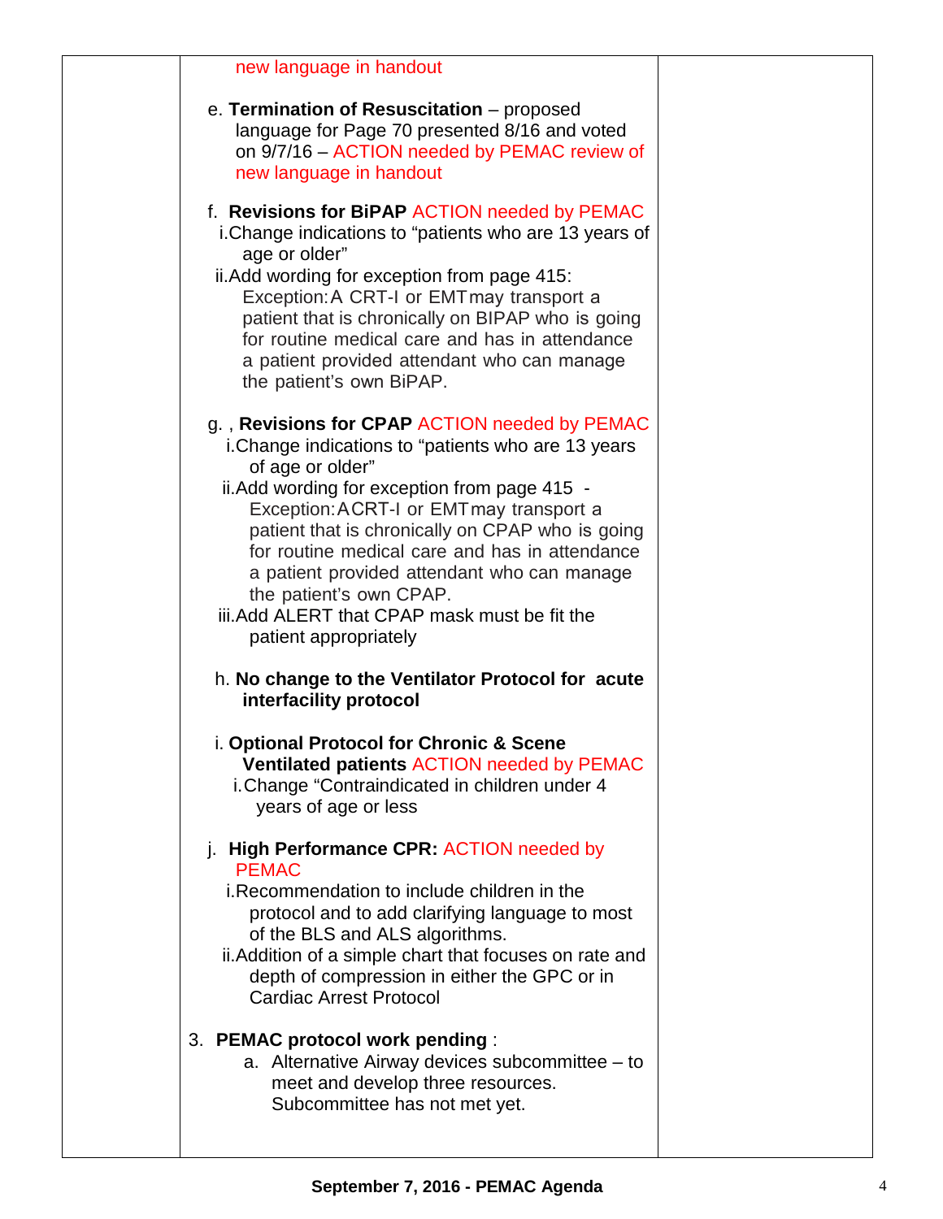new language in handout

e. **Termination of Resuscitation** – proposed language for Page 70 presented 8/16 and voted on 9/7/16 – ACTION needed by PEMAC review of new language in handout

f. **Revisions for BiPAP** ACTION needed by PEMAC
   i. Change indications to "patients who are 13 years of age or older"
   ii. Add wording for exception from page 415: Exception: A CRT-I or EMT may transport a patient that is chronically on BIPAP who is going for routine medical care and has in attendance a patient provided attendant who can manage the patient's own BiPAP.

g. , **Revisions for CPAP** ACTION needed by PEMAC
   i. Change indications to "patients who are 13 years of age or older"
   ii. Add wording for exception from page 415 - Exception: A CRT-I or EMT may transport a patient that is chronically on CPAP who is going for routine medical care and has in attendance a patient provided attendant who can manage the patient's own CPAP.
   iii. Add ALERT that CPAP mask must be fit the patient appropriately

h. **No change to the Ventilator Protocol for acute interfacility protocol**

i. **Optional Protocol for Chronic & Scene Ventilated patients** ACTION needed by PEMAC
   i. Change "Contraindicated in children under 4 years of age or less

j. **High Performance CPR:** ACTION needed by PEMAC
   i. Recommendation to include children in the protocol and to add clarifying language to most of the BLS and ALS algorithms.
   ii. Addition of a simple chart that focuses on rate and depth of compression in either the GPC or in Cardiac Arrest Protocol

3. **PEMAC protocol work pending** :
   a. Alternative Airway devices subcommittee – to meet and develop three resources. Subcommittee has not met yet.

**September 7, 2016 - PEMAC Agenda**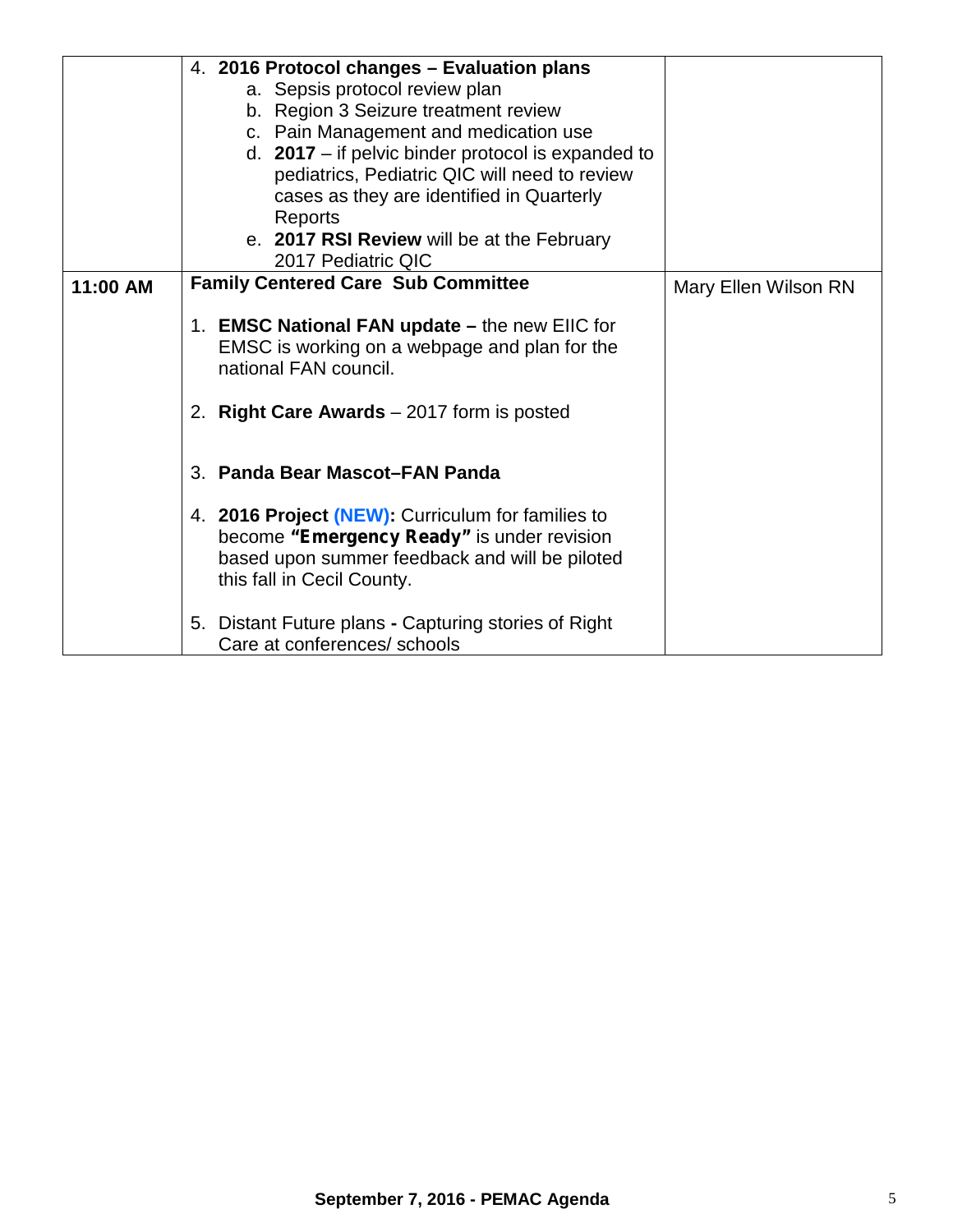| | | |
|---|---|---|
| | 4. **2016 Protocol changes – Evaluation plans**<br>a. Sepsis protocol review plan<br>b. Region 3 Seizure treatment review<br>c. Pain Management and medication use<br>d. **2017** – if pelvic binder protocol is expanded to pediatrics, Pediatric QIC will need to review cases as they are identified in Quarterly Reports<br>e. **2017 RSI Review** will be at the February 2017 Pediatric QIC | |
| **11:00 AM** | **Family Centered Care Sub Committee**<br><br>1. **EMSC National FAN update –** the new EIIC for EMSC is working on a webpage and plan for the national FAN council.<br><br>2. **Right Care Awards** – 2017 form is posted<br><br>3. **Panda Bear Mascot–FAN Panda**<br><br>4. **2016 Project (NEW):** Curriculum for families to become **"Emergency Ready"** is under revision based upon summer feedback and will be piloted this fall in Cecil County.<br><br>5. Distant Future plans **-** Capturing stories of Right Care at conferences/ schools | Mary Ellen Wilson RN |

**September 7, 2016 - PEMAC Agenda**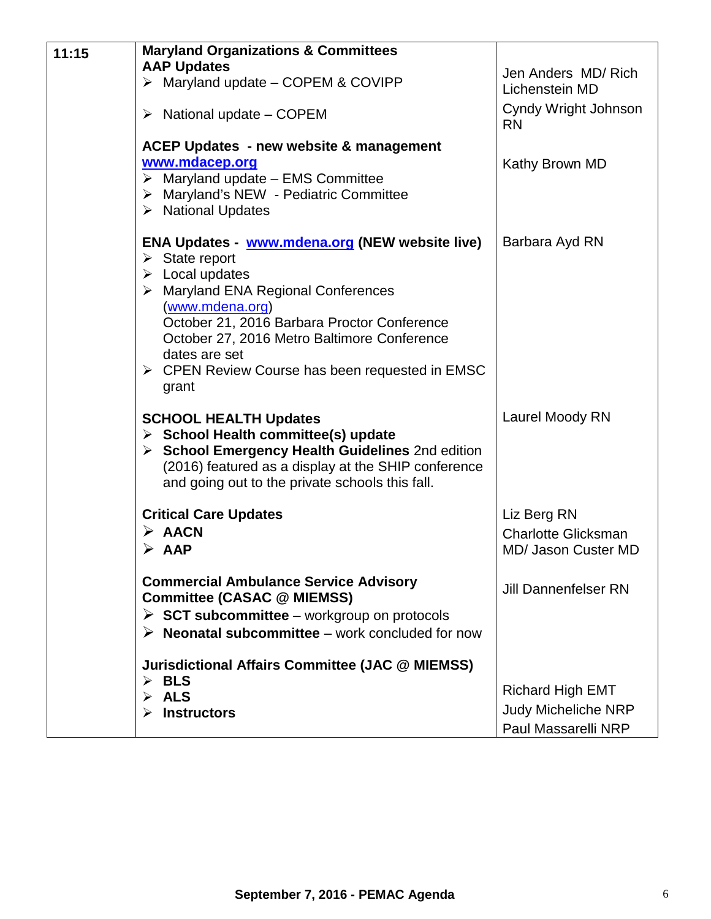| 11:15 | **Maryland Organizations & Committees**<br>**AAP Updates**<br>➢ Maryland update – COPEM & COVIPP<br>➢ National update – COPEM | Jen Anders MD/ Rich Lichenstein MD<br>Cyndy Wright Johnson RN |
|---|---|---|
| | **ACEP Updates - new website & management**<br>**www.mdacep.org**<br>➢ Maryland update – EMS Committee<br>➢ Maryland's NEW - Pediatric Committee<br>➢ National Updates | Kathy Brown MD |
| | **ENA Updates - www.mdena.org (NEW website live)**<br>➢ State report<br>➢ Local updates<br>➢ Maryland ENA Regional Conferences (www.mdena.org)<br>October 21, 2016 Barbara Proctor Conference<br>October 27, 2016 Metro Baltimore Conference<br>dates are set<br>➢ CPEN Review Course has been requested in EMSC grant | Barbara Ayd RN |
| | **SCHOOL HEALTH Updates**<br>➢ **School Health committee(s) update**<br>➢ **School Emergency Health Guidelines** 2nd edition (2016) featured as a display at the SHIP conference and going out to the private schools this fall. | Laurel Moody RN |
| | **Critical Care Updates**<br>➢ **AACN**<br>➢ **AAP** | Liz Berg RN<br>Charlotte Glicksman MD/ Jason Custer MD |
| | **Commercial Ambulance Service Advisory Committee (CASAC @ MIEMSS)**<br>➢ **SCT subcommittee** – workgroup on protocols<br>➢ **Neonatal subcommittee** – work concluded for now | Jill Dannenfelser RN |
| | **Jurisdictional Affairs Committee (JAC @ MIEMSS)**<br>➢ **BLS**<br>➢ **ALS**<br>➢ **Instructors** | Richard High EMT<br>Judy Micheliche NRP<br>Paul Massarelli NRP |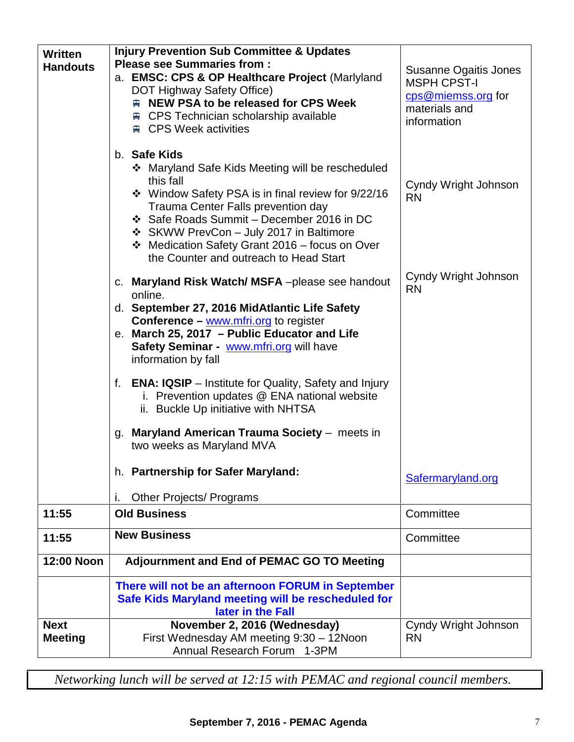| | | |
|---|---|---|
| **Written Handouts** | **Injury Prevention Sub Committee & Updates**<br>**Please see Summaries from :**<br>a. **EMSC: CPS & OP Healthcare Project** (Marlyland DOT Highway Safety Office)<br>• **NEW PSA to be released for CPS Week**<br>• CPS Technician scholarship available<br>• CPS Week activities<br><br>b. **Safe Kids**<br>❖ Maryland Safe Kids Meeting will be rescheduled this fall<br>❖ Window Safety PSA is in final review for 9/22/16 Trauma Center Falls prevention day<br>❖ Safe Roads Summit – December 2016 in DC<br>❖ SKWW PrevCon – July 2017 in Baltimore<br>❖ Medication Safety Grant 2016 – focus on Over the Counter and outreach to Head Start<br><br>c. **Maryland Risk Watch/ MSFA** –please see handout online.<br>d. **September 27, 2016 MidAtlantic Life Safety Conference –** www.mfri.org to register<br>e. **March 25, 2017 – Public Educator and Life Safety Seminar -** www.mfri.org will have information by fall<br><br>f. **ENA: IQSIP** – Institute for Quality, Safety and Injury<br>i. Prevention updates @ ENA national website<br>ii. Buckle Up initiative with NHTSA<br><br>g. **Maryland American Trauma Society** – meets in two weeks as Maryland MVA<br><br>h. **Partnership for Safer Maryland:**<br><br>i. Other Projects/ Programs | Susanne Ogaitis Jones MSPH CPST-I cps@miemss.org for materials and information<br><br>Cyndy Wright Johnson RN<br><br>Cyndy Wright Johnson RN<br><br>Safermaryland.org |
| **11:55** | **Old Business** | Committee |
| **11:55** | **New Business** | Committee |
| **12:00 Noon** | **Adjournment and End of PEMAC GO TO Meeting** | |
| | **There will not be an afternoon FORUM in September Safe Kids Maryland meeting will be rescheduled for later in the Fall** | |
| **Next Meeting** | **November 2, 2016 (Wednesday)**<br>First Wednesday AM meeting 9:30 – 12Noon<br>Annual Research Forum 1-3PM | Cyndy Wright Johnson RN |

*Networking lunch will be served at 12:15 with PEMAC and regional council members.*

**September 7, 2016 - PEMAC Agenda**